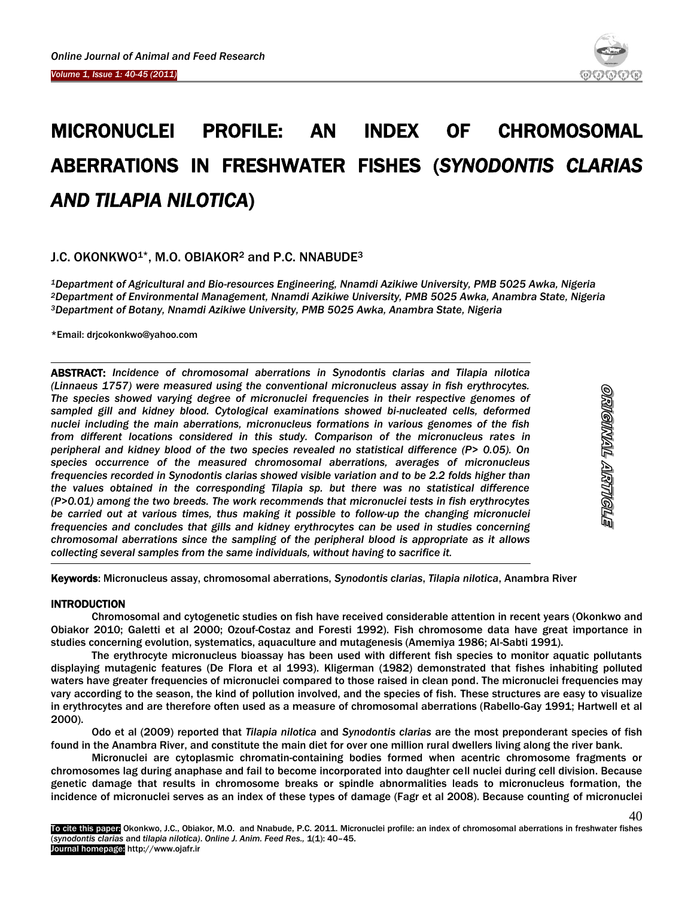# MICRONUCLEI PROFILE: AN INDEX OF CHROMOSOMAL ABERRATIONS IN FRESHWATER FISHES (*SYNODONTIS CLARIAS AND TILAPIA NILOTICA*)

J.C. OKONKWO[1]*, M.O. OBIAKOR[2] and P.C. NNABUDE[3]

[1]*Department of Agricultural and Bio-resources Engineering, Nnamdi Azikiwe University, PMB 5025 Awka, Nigeria*
[2]*Department of Environmental Management, Nnamdi Azikiwe University, PMB 5025 Awka, Anambra State, Nigeria*
[3]*Department of Botany, Nnamdi Azikiwe University, PMB 5025 Awka, Anambra State, Nigeria*

*Email: drjcokonkwo@yahoo.com

**ABSTRACT:** *Incidence of chromosomal aberrations in Synodontis clarias and Tilapia nilotica (Linnaeus 1757) were measured using the conventional micronucleus assay in fish erythrocytes. The species showed varying degree of micronuclei frequencies in their respective genomes of sampled gill and kidney blood. Cytological examinations showed bi-nucleated cells, deformed nuclei including the main aberrations, micronucleus formations in various genomes of the fish from different locations considered in this study. Comparison of the micronucleus rates in peripheral and kidney blood of the two species revealed no statistical difference (P> 0.05). On species occurrence of the measured chromosomal aberrations, averages of micronucleus frequencies recorded in Synodontis clarias showed visible variation and to be 2.2 folds higher than the values obtained in the corresponding Tilapia sp. but there was no statistical difference (P>0.01) among the two breeds. The work recommends that micronuclei tests in fish erythrocytes be carried out at various times, thus making it possible to follow-up the changing micronuclei frequencies and concludes that gills and kidney erythrocytes can be used in studies concerning chromosomal aberrations since the sampling of the peripheral blood is appropriate as it allows collecting several samples from the same individuals, without having to sacrifice it.*

ORIGINAL ARTICLE

**Keywords**: Micronucleus assay, chromosomal aberrations, *Synodontis clarias*, *Tilapia nilotica*, Anambra River

## INTRODUCTION

Chromosomal and cytogenetic studies on fish have received considerable attention in recent years (Okonkwo and Obiakor 2010; Galetti et al 2000; Ozouf-Costaz and Foresti 1992). Fish chromosome data have great importance in studies concerning evolution, systematics, aquaculture and mutagenesis (Amemiya 1986; Al-Sabti 1991).

The erythrocyte micronucleus bioassay has been used with different fish species to monitor aquatic pollutants displaying mutagenic features (De Flora et al 1993). Kligerman (1982) demonstrated that fishes inhabiting polluted waters have greater frequencies of micronuclei compared to those raised in clean pond. The micronuclei frequencies may vary according to the season, the kind of pollution involved, and the species of fish. These structures are easy to visualize in erythrocytes and are therefore often used as a measure of chromosomal aberrations (Rabello-Gay 1991; Hartwell et al 2000).

Odo et al (2009) reported that *Tilapia nilotica* and *Synodontis clarias* are the most preponderant species of fish found in the Anambra River, and constitute the main diet for over one million rural dwellers living along the river bank.

Micronuclei are cytoplasmic chromatin-containing bodies formed when acentric chromosome fragments or chromosomes lag during anaphase and fail to become incorporated into daughter cell nuclei during cell division. Because genetic damage that results in chromosome breaks or spindle abnormalities leads to micronucleus formation, the incidence of micronuclei serves as an index of these types of damage (Fagr et al 2008). Because counting of micronuclei

To cite this paper: Okonkwo, J.C., Obiakor, M.O. and Nnabude, P.C. 2011. Micronuclei profile: an index of chromosomal aberrations in freshwater fishes (*synodontis clarias* and *tilapia nilotica*). *Online J. Anim. Feed Res.,* 1(1): 40–45.
Journal homepage: http://www.ojafr.ir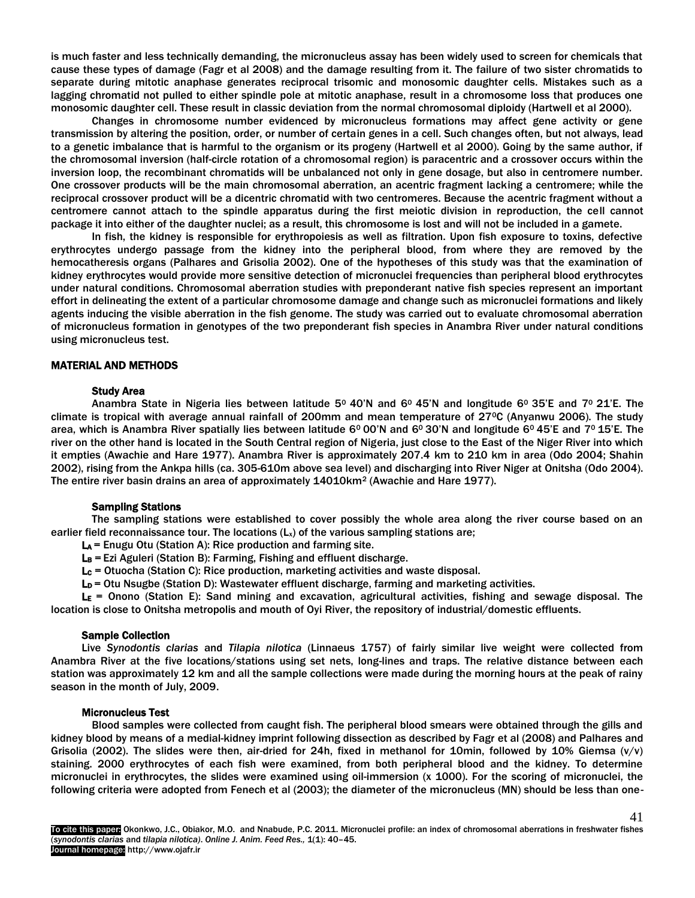is much faster and less technically demanding, the micronucleus assay has been widely used to screen for chemicals that cause these types of damage (Fagr et al 2008) and the damage resulting from it. The failure of two sister chromatids to separate during mitotic anaphase generates reciprocal trisomic and monosomic daughter cells. Mistakes such as a lagging chromatid not pulled to either spindle pole at mitotic anaphase, result in a chromosome loss that produces one monosomic daughter cell. These result in classic deviation from the normal chromosomal diploidy (Hartwell et al 2000).

Changes in chromosome number evidenced by micronucleus formations may affect gene activity or gene transmission by altering the position, order, or number of certain genes in a cell. Such changes often, but not always, lead to a genetic imbalance that is harmful to the organism or its progeny (Hartwell et al 2000). Going by the same author, if the chromosomal inversion (half-circle rotation of a chromosomal region) is paracentric and a crossover occurs within the inversion loop, the recombinant chromatids will be unbalanced not only in gene dosage, but also in centromere number. One crossover products will be the main chromosomal aberration, an acentric fragment lacking a centromere; while the reciprocal crossover product will be a dicentric chromatid with two centromeres. Because the acentric fragment without a centromere cannot attach to the spindle apparatus during the first meiotic division in reproduction, the cell cannot package it into either of the daughter nuclei; as a result, this chromosome is lost and will not be included in a gamete.

In fish, the kidney is responsible for erythropoiesis as well as filtration. Upon fish exposure to toxins, defective erythrocytes undergo passage from the kidney into the peripheral blood, from where they are removed by the hemocatheresis organs (Palhares and Grisolia 2002). One of the hypotheses of this study was that the examination of kidney erythrocytes would provide more sensitive detection of micronuclei frequencies than peripheral blood erythrocytes under natural conditions. Chromosomal aberration studies with preponderant native fish species represent an important effort in delineating the extent of a particular chromosome damage and change such as micronuclei formations and likely agents inducing the visible aberration in the fish genome. The study was carried out to evaluate chromosomal aberration of micronucleus formation in genotypes of the two preponderant fish species in Anambra River under natural conditions using micronucleus test.

## MATERIAL AND METHODS

### Study Area

Anambra State in Nigeria lies between latitude 5⁰ 40'N and 6⁰ 45'N and longitude 6⁰ 35'E and 7⁰ 21'E. The climate is tropical with average annual rainfall of 200mm and mean temperature of 27⁰C (Anyanwu 2006). The study area, which is Anambra River spatially lies between latitude 6⁰ 00'N and 6⁰ 30'N and longitude 6⁰ 45'E and 7⁰ 15'E. The river on the other hand is located in the South Central region of Nigeria, just close to the East of the Niger River into which it empties (Awachie and Hare 1977). Anambra River is approximately 207.4 km to 210 km in area (Odo 2004; Shahin 2002), rising from the Ankpa hills (ca. 305-610m above sea level) and discharging into River Niger at Onitsha (Odo 2004). The entire river basin drains an area of approximately 14010km$^2$ (Awachie and Hare 1977).

### Sampling Stations

The sampling stations were established to cover possibly the whole area along the river course based on an earlier field reconnaissance tour. The locations ($L_x$) of the various sampling stations are;

**$L_A$** = Enugu Otu (Station A): Rice production and farming site.

**$L_B$** = Ezi Aguleri (Station B): Farming, Fishing and effluent discharge.

**$L_C$** = Otuocha (Station C): Rice production, marketing activities and waste disposal.

**$L_D$** = Otu Nsugbe (Station D): Wastewater effluent discharge, farming and marketing activities.

**$L_E$** = Onono (Station E): Sand mining and excavation, agricultural activities, fishing and sewage disposal. The location is close to Onitsha metropolis and mouth of Oyi River, the repository of industrial/domestic effluents.

### Sample Collection

Live *Synodontis clarias* and *Tilapia nilotica* (Linnaeus 1757) of fairly similar live weight were collected from Anambra River at the five locations/stations using set nets, long-lines and traps. The relative distance between each station was approximately 12 km and all the sample collections were made during the morning hours at the peak of rainy season in the month of July, 2009.

### Micronucleus Test

Blood samples were collected from caught fish. The peripheral blood smears were obtained through the gills and kidney blood by means of a medial-kidney imprint following dissection as described by Fagr et al (2008) and Palhares and Grisolia (2002). The slides were then, air-dried for 24h, fixed in methanol for 10min, followed by 10% Giemsa (v/v) staining. 2000 erythrocytes of each fish were examined, from both peripheral blood and the kidney. To determine micronuclei in erythrocytes, the slides were examined using oil-immersion (x 1000). For the scoring of micronuclei, the following criteria were adopted from Fenech et al (2003); the diameter of the micronucleus (MN) should be less than one-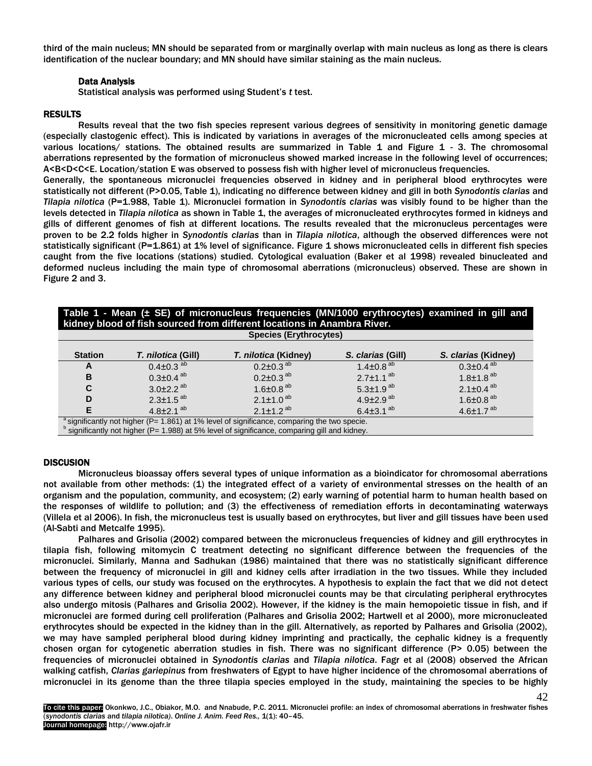third of the main nucleus; MN should be separated from or marginally overlap with main nucleus as long as there is clears identification of the nuclear boundary; and MN should have similar staining as the main nucleus.

### Data Analysis

Statistical analysis was performed using Student's *t* test.

## RESULTS

Results reveal that the two fish species represent various degrees of sensitivity in monitoring genetic damage (especially clastogenic effect). This is indicated by variations in averages of the micronucleated cells among species at various locations/ stations. The obtained results are summarized in Table 1 and Figure 1 - 3. The chromosomal aberrations represented by the formation of micronucleus showed marked increase in the following level of occurrences; A<B<D<C<E. Location/station E was observed to possess fish with higher level of micronucleus frequencies.

Generally, the spontaneous micronuclei frequencies observed in kidney and in peripheral blood erythrocytes were statistically not different (P>0.05, Table 1), indicating no difference between kidney and gill in both *Synodontis clarias* and *Tilapia nilotica* (P=1.988, Table 1). Micronuclei formation in *Synodontis clarias* was visibly found to be higher than the levels detected in *Tilapia nilotica* as shown in Table 1, the averages of micronucleated erythrocytes formed in kidneys and gills of different genomes of fish at different locations. The results revealed that the micronucleus percentages were proven to be 2.2 folds higher in *Synodontis clarias* than in *Tilapia nilotica*, although the observed differences were not statistically significant (P=1.861) at 1% level of significance. Figure 1 shows micronucleated cells in different fish species caught from the five locations (stations) studied. Cytological evaluation (Baker et al 1998) revealed binucleated and deformed nucleus including the main type of chromosomal aberrations (micronucleus) observed. These are shown in Figure 2 and 3.

**Table 1 - Mean (± SE) of micronucleus frequencies (MN/1000 erythrocytes) examined in gill and kidney blood of fish sourced from different locations in Anambra River.**

| | Species (Erythrocytes) | | | |
|---|---|---|---|---|
| **Station** | ***T. nilotica* (Gill)** | ***T. nilotica* (Kidney)** | ***S. clarias* (Gill)** | ***S. clarias* (Kidney)** |
| A | 0.4±0.3 [ab] | 0.2±0.3 [ab] | 1.4±0.8 [ab] | 0.3±0.4 [ab] |
| B | 0.3±0.4 [ab] | 0.2±0.3 [ab] | 2.7±1.1 [ab] | 1.8±1.8 [ab] |
| C | 3.0±2.2 [ab] | 1.6±0.8 [ab] | 5.3±1.9 [ab] | 2.1±0.4 [ab] |
| D | 2.3±1.5 [ab] | 2.1±1.0 [ab] | 4.9±2.9 [ab] | 1.6±0.8 [ab] |
| E | 4.8±2.1 [ab] | 2.1±1.2 [ab] | 6.4±3.1 [ab] | 4.6±1.7 [ab] |

[a] significantly not higher (P= 1.861) at 1% level of significance, comparing the two specie.
[b] significantly not higher (P= 1.988) at 5% level of significance, comparing gill and kidney.

## DISCUSION

Micronucleus bioassay offers several types of unique information as a bioindicator for chromosomal aberrations not available from other methods: (1) the integrated effect of a variety of environmental stresses on the health of an organism and the population, community, and ecosystem; (2) early warning of potential harm to human health based on the responses of wildlife to pollution; and (3) the effectiveness of remediation efforts in decontaminating waterways (Villela et al 2006). In fish, the micronucleus test is usually based on erythrocytes, but liver and gill tissues have been used (Al-Sabti and Metcalfe 1995).

Palhares and Grisolia (2002) compared between the micronucleus frequencies of kidney and gill erythrocytes in tilapia fish, following mitomycin C treatment detecting no significant difference between the frequencies of the micronuclei. Similarly, Manna and Sadhukan (1986) maintained that there was no statistically significant difference between the frequency of micronuclei in gill and kidney cells after irradiation in the two tissues. While they included various types of cells, our study was focused on the erythrocytes. A hypothesis to explain the fact that we did not detect any difference between kidney and peripheral blood micronuclei counts may be that circulating peripheral erythrocytes also undergo mitosis (Palhares and Grisolia 2002). However, if the kidney is the main hemopoietic tissue in fish, and if micronuclei are formed during cell proliferation (Palhares and Grisolia 2002; Hartwell et al 2000), more micronucleated erythrocytes should be expected in the kidney than in the gill. Alternatively, as reported by Palhares and Grisolia (2002), we may have sampled peripheral blood during kidney imprinting and practically, the cephalic kidney is a frequently chosen organ for cytogenetic aberration studies in fish. There was no significant difference (P> 0.05) between the frequencies of micronuclei obtained in *Synodontis clarias* and *Tilapia nilotica*. Fagr et al (2008) observed the African walking catfish, *Clarias gariepinus* from freshwaters of Egypt to have higher incidence of the chromosomal aberrations of micronuclei in its genome than the three tilapia species employed in the study, maintaining the species to be highly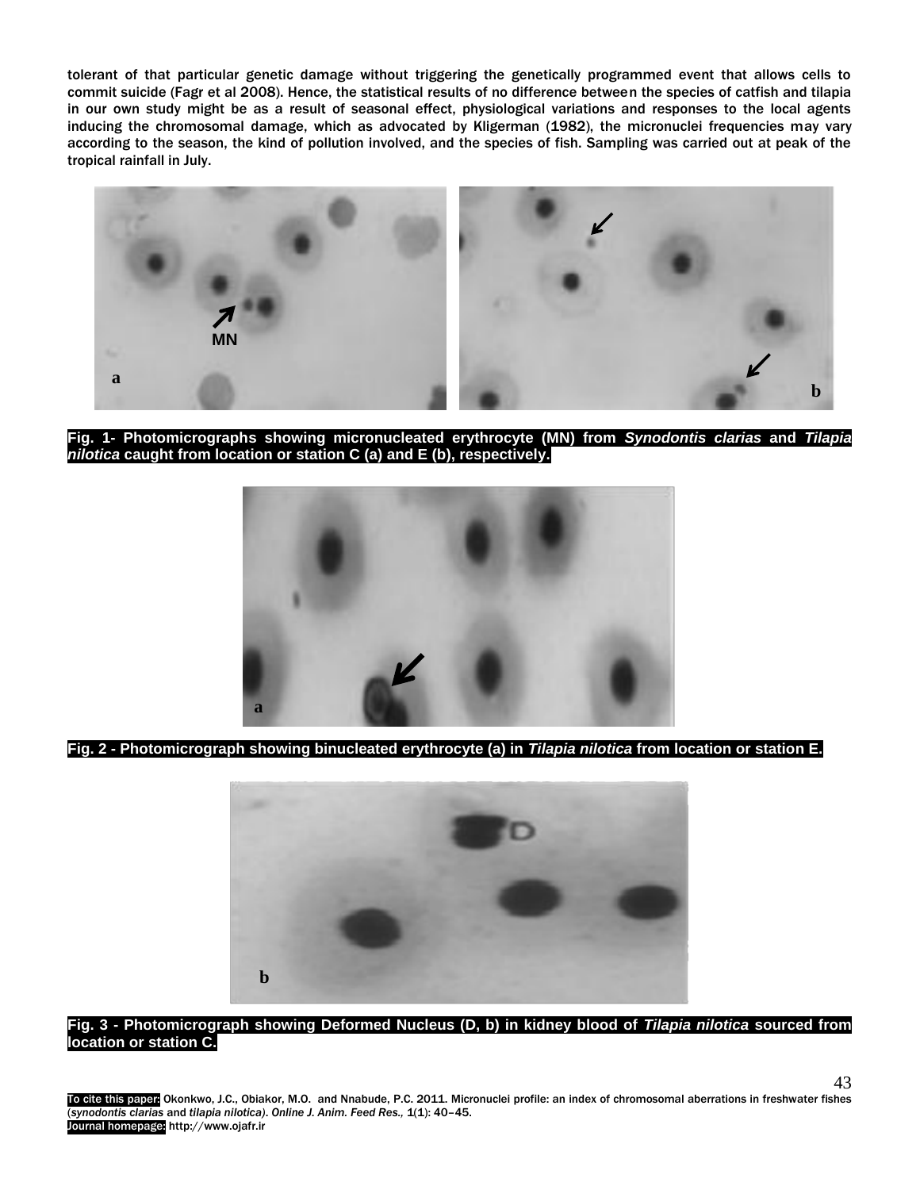tolerant of that particular genetic damage without triggering the genetically programmed event that allows cells to commit suicide (Fagr et al 2008). Hence, the statistical results of no difference between the species of catfish and tilapia in our own study might be as a result of seasonal effect, physiological variations and responses to the local agents inducing the chromosomal damage, which as advocated by Kligerman (1982), the micronuclei frequencies may vary according to the season, the kind of pollution involved, and the species of fish. Sampling was carried out at peak of the tropical rainfall in July.

**Fig. 1- Photomicrographs showing micronucleated erythrocyte (MN) from *Synodontis clarias* and *Tilapia nilotica* caught from location or station C (a) and E (b), respectively.**

**Fig. 2 - Photomicrograph showing binucleated erythrocyte (a) in *Tilapia nilotica* from location or station E.**

**Fig. 3 - Photomicrograph showing Deformed Nucleus (D, b) in kidney blood of *Tilapia nilotica* sourced from location or station C.**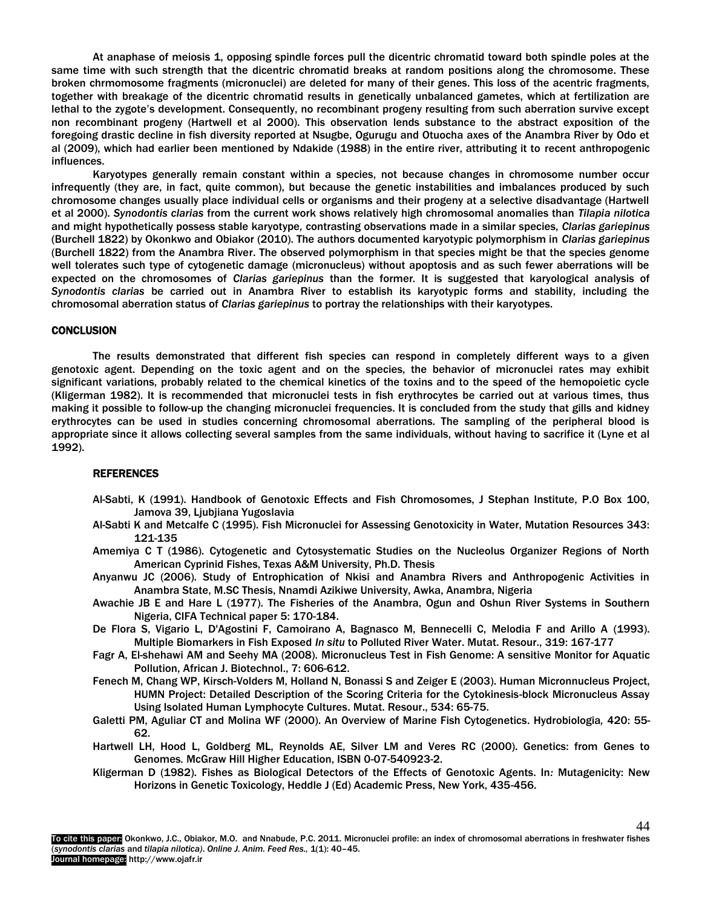At anaphase of meiosis 1, opposing spindle forces pull the dicentric chromatid toward both spindle poles at the same time with such strength that the dicentric chromatid breaks at random positions along the chromosome. These broken chrmomosome fragments (micronuclei) are deleted for many of their genes. This loss of the acentric fragments, together with breakage of the dicentric chromatid results in genetically unbalanced gametes, which at fertilization are lethal to the zygote's development. Consequently, no recombinant progeny resulting from such aberration survive except non recombinant progeny (Hartwell et al 2000). This observation lends substance to the abstract exposition of the foregoing drastic decline in fish diversity reported at Nsugbe, Ogurugu and Otuocha axes of the Anambra River by Odo et al (2009), which had earlier been mentioned by Ndakide (1988) in the entire river, attributing it to recent anthropogenic influences.

Karyotypes generally remain constant within a species, not because changes in chromosome number occur infrequently (they are, in fact, quite common), but because the genetic instabilities and imbalances produced by such chromosome changes usually place individual cells or organisms and their progeny at a selective disadvantage (Hartwell et al 2000). *Synodontis clarias* from the current work shows relatively high chromosomal anomalies than *Tilapia nilotica* and might hypothetically possess stable karyotype, contrasting observations made in a similar species, *Clarias gariepinus* (Burchell 1822) by Okonkwo and Obiakor (2010). The authors documented karyotypic polymorphism in *Clarias gariepinus* (Burchell 1822) from the Anambra River. The observed polymorphism in that species might be that the species genome well tolerates such type of cytogenetic damage (micronucleus) without apoptosis and as such fewer aberrations will be expected on the chromosomes of *Clarias gariepinus* than the former. It is suggested that karyological analysis of *Synodontis clarias* be carried out in Anambra River to establish its karyotypic forms and stability, including the chromosomal aberration status of *Clarias gariepinus* to portray the relationships with their karyotypes.

## CONCLUSION

The results demonstrated that different fish species can respond in completely different ways to a given genotoxic agent. Depending on the toxic agent and on the species, the behavior of micronuclei rates may exhibit significant variations, probably related to the chemical kinetics of the toxins and to the speed of the hemopoietic cycle (Kligerman 1982). It is recommended that micronuclei tests in fish erythrocytes be carried out at various times, thus making it possible to follow-up the changing micronuclei frequencies. It is concluded from the study that gills and kidney erythrocytes can be used in studies concerning chromosomal aberrations. The sampling of the peripheral blood is appropriate since it allows collecting several samples from the same individuals, without having to sacrifice it (Lyne et al 1992).

## REFERENCES

Al-Sabti, K (1991). Handbook of Genotoxic Effects and Fish Chromosomes, J Stephan Institute, P.O Box 100, Jamova 39, Ljubjiana Yugoslavia

Al-Sabti K and Metcalfe C (1995). Fish Micronuclei for Assessing Genotoxicity in Water, Mutation Resources 343: 121-135

Amemiya C T (1986). Cytogenetic and Cytosystematic Studies on the Nucleolus Organizer Regions of North American Cyprinid Fishes, Texas A&M University, Ph.D. Thesis

Anyanwu JC (2006). Study of Entrophication of Nkisi and Anambra Rivers and Anthropogenic Activities in Anambra State, M.SC Thesis, Nnamdi Azikiwe University, Awka, Anambra, Nigeria

Awachie JB E and Hare L (1977). The Fisheries of the Anambra, Ogun and Oshun River Systems in Southern Nigeria, CIFA Technical paper 5: 170-184.

De Flora S, Vigario L, D'Agostini F, Camoirano A, Bagnasco M, Bennecelli C, Melodia F and Arillo A (1993). Multiple Biomarkers in Fish Exposed *In situ* to Polluted River Water. Mutat. Resour., 319: 167-177

Fagr A, El-shehawi AM and Seehy MA (2008). Micronucleus Test in Fish Genome: A sensitive Monitor for Aquatic Pollution, African J. Biotechnol., 7: 606-612.

Fenech M, Chang WP, Kirsch-Volders M, Holland N, Bonassi S and Zeiger E (2003). Human Micronnucleus Project, HUMN Project: Detailed Description of the Scoring Criteria for the Cytokinesis-block Micronucleus Assay Using Isolated Human Lymphocyte Cultures. Mutat. Resour., 534: 65-75.

Galetti PM, Aguliar CT and Molina WF (2000). An Overview of Marine Fish Cytogenetics. Hydrobiologia, 420: 55-62.

Hartwell LH, Hood L, Goldberg ML, Reynolds AE, Silver LM and Veres RC (2000). Genetics: from Genes to Genomes. McGraw Hill Higher Education, ISBN 0-07-540923-2.

Kligerman D (1982). Fishes as Biological Detectors of the Effects of Genotoxic Agents. In: Mutagenicity: New Horizons in Genetic Toxicology, Heddle J (Ed) Academic Press, New York, 435-456.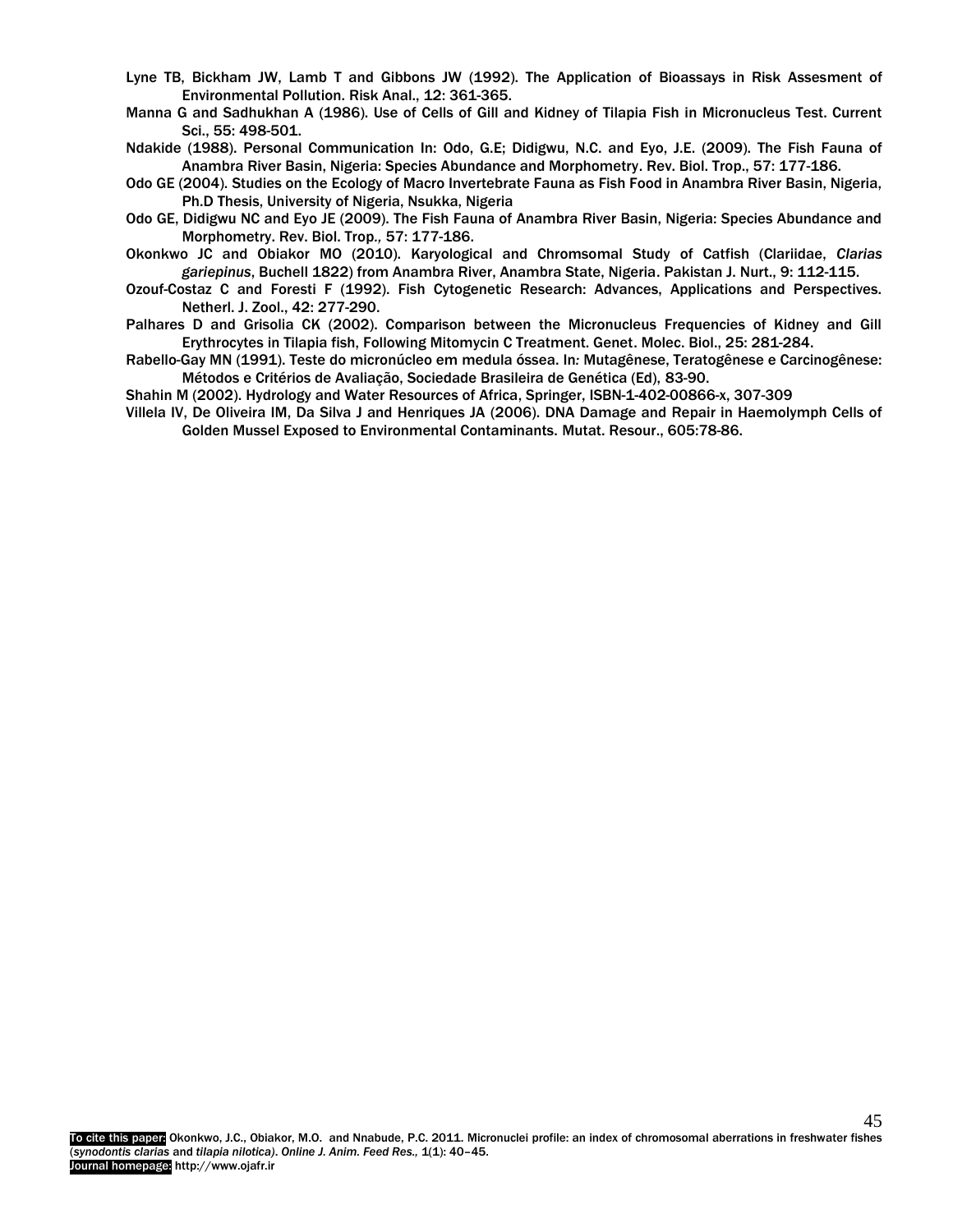Lyne TB, Bickham JW, Lamb T and Gibbons JW (1992). The Application of Bioassays in Risk Assesment of Environmental Pollution. Risk Anal., 12: 361-365.

Manna G and Sadhukhan A (1986). Use of Cells of Gill and Kidney of Tilapia Fish in Micronucleus Test. Current Sci., 55: 498-501.

Ndakide (1988). Personal Communication In: Odo, G.E; Didigwu, N.C. and Eyo, J.E. (2009). The Fish Fauna of Anambra River Basin, Nigeria: Species Abundance and Morphometry. Rev. Biol. Trop., 57: 177-186.

Odo GE (2004). Studies on the Ecology of Macro Invertebrate Fauna as Fish Food in Anambra River Basin, Nigeria, Ph.D Thesis, University of Nigeria, Nsukka, Nigeria

Odo GE, Didigwu NC and Eyo JE (2009). The Fish Fauna of Anambra River Basin, Nigeria: Species Abundance and Morphometry. Rev. Biol. Trop*.,* 57: 177-186.

Okonkwo JC and Obiakor MO (2010). Karyological and Chromsomal Study of Catfish (Clariidae, *Clarias gariepinus*, Buchell 1822) from Anambra River, Anambra State, Nigeria. Pakistan J. Nurt., 9: 112-115.

Ozouf-Costaz C and Foresti F (1992). Fish Cytogenetic Research: Advances, Applications and Perspectives. Netherl. J. Zool., 42: 277-290.

Palhares D and Grisolia CK (2002). Comparison between the Micronucleus Frequencies of Kidney and Gill Erythrocytes in Tilapia fish, Following Mitomycin C Treatment. Genet. Molec. Biol., 25: 281-284.

Rabello-Gay MN (1991). Teste do micronúcleo em medula óssea. In*:* Mutagênese, Teratogênese e Carcinogênese: Métodos e Critérios de Avaliação, Sociedade Brasileira de Genética (Ed), 83-90.

Shahin M (2002). Hydrology and Water Resources of Africa, Springer, ISBN-1-402-00866-x, 307-309

Villela IV, De Oliveira IM, Da Silva J and Henriques JA (2006). DNA Damage and Repair in Haemolymph Cells of Golden Mussel Exposed to Environmental Contaminants. Mutat. Resour., 605:78-86.